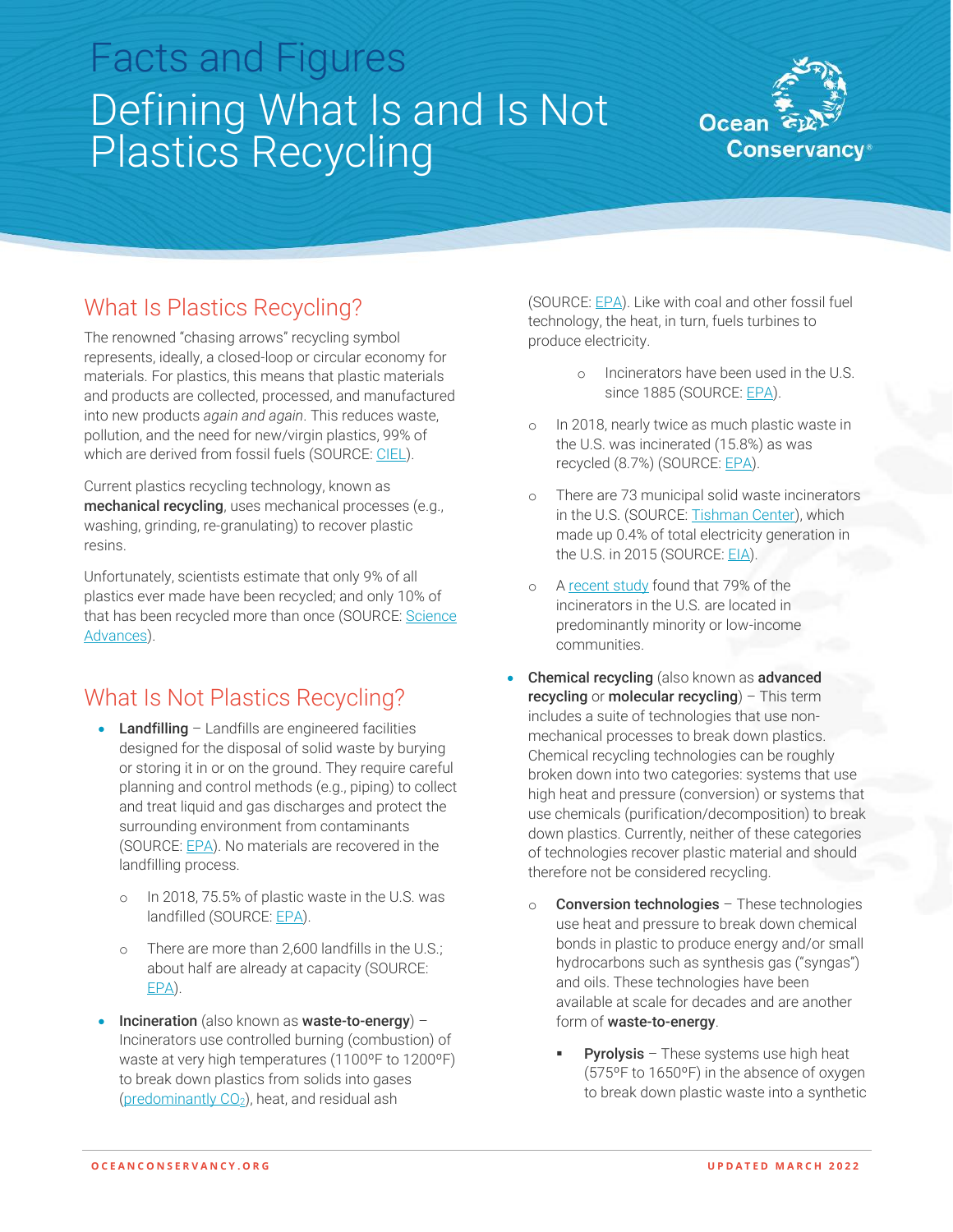# Facts and Figures

# Defining What Is and Is Not Plastics Recycling

## What Is Plastics Recycling?

The renowned "chasing arrows" recycling symbol represents, ideally, a closed-loop or circular economy for materials. For plastics, this means that plastic materials and products are collected, processed, and manufactured into new products *again and again*. This reduces waste, pollution, and the need for new/virgin plastics, 99% of which are derived from fossil fuels (SOURCE: CIEL).

Current plastics recycling technology, known as **mechanical recycling**, uses mechanical processes (e.g., washing, grinding, re-granulating) to recover plastic resins.

Unfortunately, scientists estimate that only 9% of all plastics ever made have been recycled; and only 10% of that has been recycled more than once (SOURCE: Science Advances).

## What Is Not Plastics Recycling?

- **Landfilling** – Landfills are engineered facilities designed for the disposal of solid waste by burying or storing it in or on the ground. They require careful planning and control methods (e.g., piping) to collect and treat liquid and gas discharges and protect the surrounding environment from contaminants (SOURCE: EPA). No materials are recovered in the landfilling process.
  - In 2018, 75.5% of plastic waste in the U.S. was landfilled (SOURCE: EPA).
  - There are more than 2,600 landfills in the U.S.; about half are already at capacity (SOURCE: EPA).
- **Incineration** (also known as **waste-to-energy**) – Incinerators use controlled burning (combustion) of waste at very high temperatures (1100ºF to 1200ºF) to break down plastics from solids into gases (predominantly $CO_2$), heat, and residual ash (SOURCE: EPA). Like with coal and other fossil fuel technology, the heat, in turn, fuels turbines to produce electricity.
  - Incinerators have been used in the U.S. since 1885 (SOURCE: EPA).
  - In 2018, nearly twice as much plastic waste in the U.S. was incinerated (15.8%) as was recycled (8.7%) (SOURCE: EPA).
  - There are 73 municipal solid waste incinerators in the U.S. (SOURCE: Tishman Center), which made up 0.4% of total electricity generation in the U.S. in 2015 (SOURCE: EIA).
  - A recent study found that 79% of the incinerators in the U.S. are located in predominantly minority or low-income communities.
- **Chemical recycling** (also known as **advanced recycling** or **molecular recycling**) – This term includes a suite of technologies that use non-mechanical processes to break down plastics. Chemical recycling technologies can be roughly broken down into two categories: systems that use high heat and pressure (conversion) or systems that use chemicals (purification/decomposition) to break down plastics. Currently, neither of these categories of technologies recover plastic material and should therefore not be considered recycling.
  - **Conversion technologies** – These technologies use heat and pressure to break down chemical bonds in plastic to produce energy and/or small hydrocarbons such as synthesis gas ("syngas") and oils. These technologies have been available at scale for decades and are another form of **waste-to-energy**.
    - **Pyrolysis** – These systems use high heat (575ºF to 1650ºF) in the absence of oxygen to break down plastic waste into a synthetic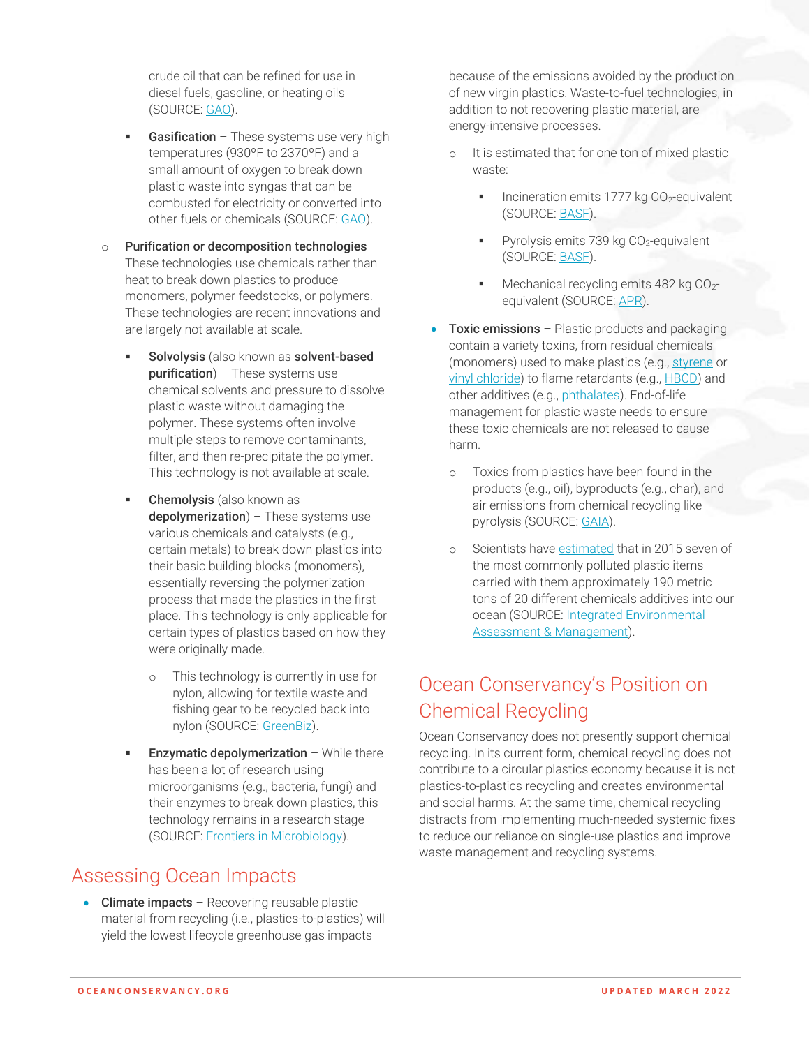crude oil that can be refined for use in diesel fuels, gasoline, or heating oils (SOURCE: GAO).

    - **Gasification** – These systems use very high temperatures (930ºF to 2370ºF) and a small amount of oxygen to break down plastic waste into syngas that can be combusted for electricity or converted into other fuels or chemicals (SOURCE: GAO).

  - **Purification or decomposition technologies** – These technologies use chemicals rather than heat to break down plastics to produce monomers, polymer feedstocks, or polymers. These technologies are recent innovations and are largely not available at scale.

    - **Solvolysis** (also known as **solvent-based purification**) – These systems use chemical solvents and pressure to dissolve plastic waste without damaging the polymer. These systems often involve multiple steps to remove contaminants, filter, and then re-precipitate the polymer. This technology is not available at scale.

    - **Chemolysis** (also known as **depolymerization**) – These systems use various chemicals and catalysts (e.g., certain metals) to break down plastics into their basic building blocks (monomers), essentially reversing the polymerization process that made the plastics in the first place. This technology is only applicable for certain types of plastics based on how they were originally made.

      - This technology is currently in use for nylon, allowing for textile waste and fishing gear to be recycled back into nylon (SOURCE: GreenBiz).

    - **Enzymatic depolymerization** – While there has been a lot of research using microorganisms (e.g., bacteria, fungi) and their enzymes to break down plastics, this technology remains in a research stage (SOURCE: Frontiers in Microbiology).

## Assessing Ocean Impacts

- **Climate impacts** – Recovering reusable plastic material from recycling (i.e., plastics-to-plastics) will yield the lowest lifecycle greenhouse gas impacts because of the emissions avoided by the production of new virgin plastics. Waste-to-fuel technologies, in addition to not recovering plastic material, are energy-intensive processes.

  - It is estimated that for one ton of mixed plastic waste:

    - Incineration emits 1777 kg $CO_2$-equivalent (SOURCE: BASF).

    - Pyrolysis emits 739 kg $CO_2$-equivalent (SOURCE: BASF).

    - Mechanical recycling emits 482 kg $CO_2$-equivalent (SOURCE: APR).

- **Toxic emissions** – Plastic products and packaging contain a variety toxins, from residual chemicals (monomers) used to make plastics (e.g., styrene or vinyl chloride) to flame retardants (e.g., HBCD) and other additives (e.g., phthalates). End-of-life management for plastic waste needs to ensure these toxic chemicals are not released to cause harm.

  - Toxics from plastics have been found in the products (e.g., oil), byproducts (e.g., char), and air emissions from chemical recycling like pyrolysis (SOURCE: GAIA).

  - Scientists have estimated that in 2015 seven of the most commonly polluted plastic items carried with them approximately 190 metric tons of 20 different chemicals additives into our ocean (SOURCE: Integrated Environmental Assessment & Management).

## Ocean Conservancy's Position on Chemical Recycling

Ocean Conservancy does not presently support chemical recycling. In its current form, chemical recycling does not contribute to a circular plastics economy because it is not plastics-to-plastics recycling and creates environmental and social harms. At the same time, chemical recycling distracts from implementing much-needed systemic fixes to reduce our reliance on single-use plastics and improve waste management and recycling systems.